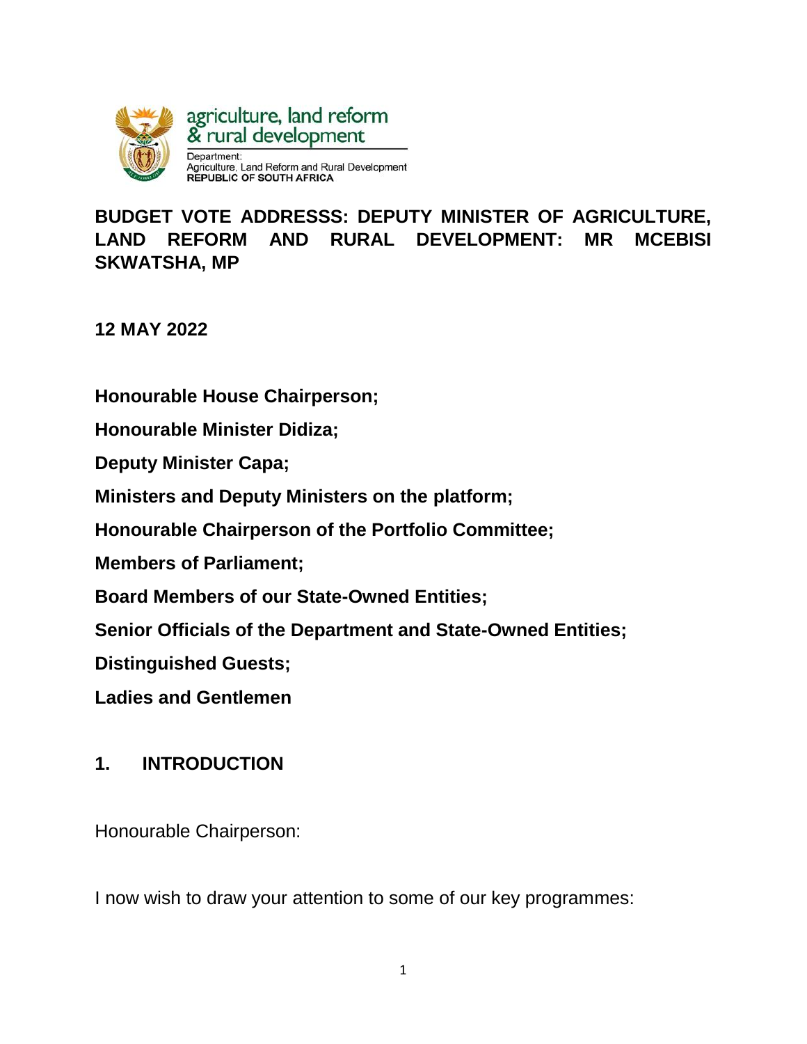agriculture, land reform & rural development

Department:
Agriculture, Land Reform and Rural Development
REPUBLIC OF SOUTH AFRICA

# BUDGET VOTE ADDRESSS: DEPUTY MINISTER OF AGRICULTURE, LAND REFORM AND RURAL DEVELOPMENT: MR MCEBISI SKWATSHA, MP

**12 MAY 2022**

**Honourable House Chairperson;**

**Honourable Minister Didiza;**

**Deputy Minister Capa;**

**Ministers and Deputy Ministers on the platform;**

**Honourable Chairperson of the Portfolio Committee;**

**Members of Parliament;**

**Board Members of our State-Owned Entities;**

**Senior Officials of the Department and State-Owned Entities;**

**Distinguished Guests;**

**Ladies and Gentlemen**

## 1. INTRODUCTION

Honourable Chairperson:

I now wish to draw your attention to some of our key programmes: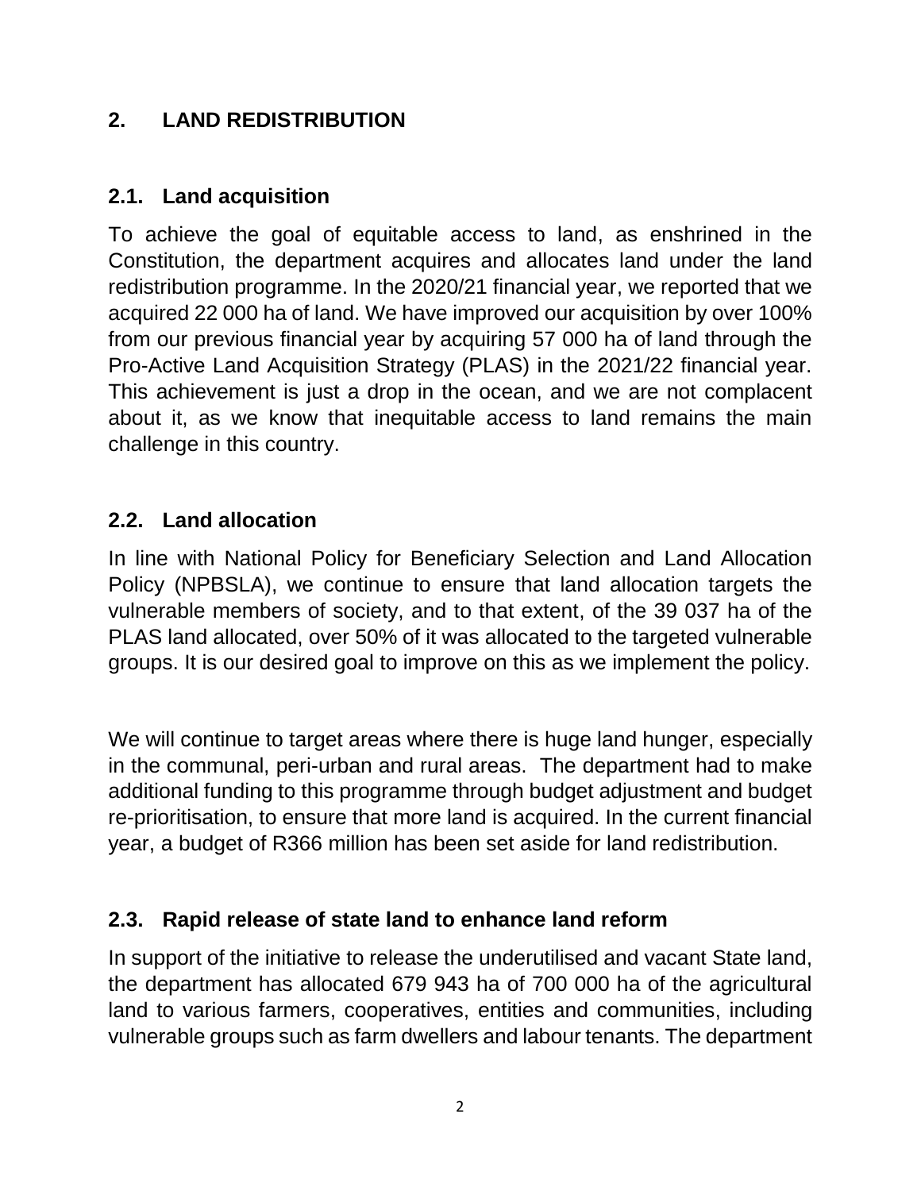## 2. LAND REDISTRIBUTION

### 2.1. Land acquisition

To achieve the goal of equitable access to land, as enshrined in the Constitution, the department acquires and allocates land under the land redistribution programme. In the 2020/21 financial year, we reported that we acquired 22 000 ha of land. We have improved our acquisition by over 100% from our previous financial year by acquiring 57 000 ha of land through the Pro-Active Land Acquisition Strategy (PLAS) in the 2021/22 financial year. This achievement is just a drop in the ocean, and we are not complacent about it, as we know that inequitable access to land remains the main challenge in this country.

### 2.2. Land allocation

In line with National Policy for Beneficiary Selection and Land Allocation Policy (NPBSLA), we continue to ensure that land allocation targets the vulnerable members of society, and to that extent, of the 39 037 ha of the PLAS land allocated, over 50% of it was allocated to the targeted vulnerable groups. It is our desired goal to improve on this as we implement the policy.

We will continue to target areas where there is huge land hunger, especially in the communal, peri-urban and rural areas. The department had to make additional funding to this programme through budget adjustment and budget re-prioritisation, to ensure that more land is acquired. In the current financial year, a budget of R366 million has been set aside for land redistribution.

### 2.3. Rapid release of state land to enhance land reform

In support of the initiative to release the underutilised and vacant State land, the department has allocated 679 943 ha of 700 000 ha of the agricultural land to various farmers, cooperatives, entities and communities, including vulnerable groups such as farm dwellers and labour tenants. The department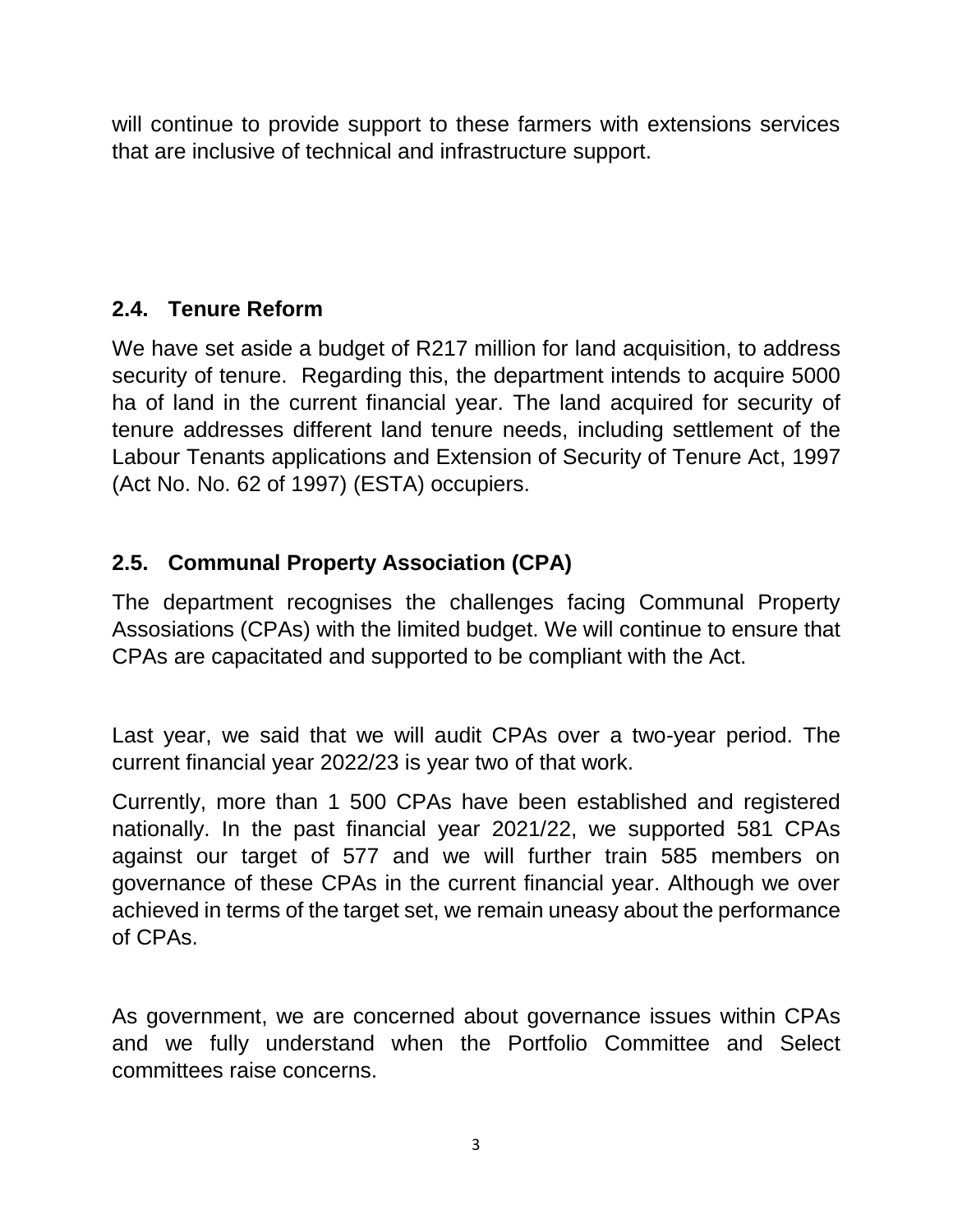will continue to provide support to these farmers with extensions services that are inclusive of technical and infrastructure support.

## 2.4. Tenure Reform

We have set aside a budget of R217 million for land acquisition, to address security of tenure. Regarding this, the department intends to acquire 5000 ha of land in the current financial year. The land acquired for security of tenure addresses different land tenure needs, including settlement of the Labour Tenants applications and Extension of Security of Tenure Act, 1997 (Act No. No. 62 of 1997) (ESTA) occupiers.

## 2.5. Communal Property Association (CPA)

The department recognises the challenges facing Communal Property Assosiations (CPAs) with the limited budget. We will continue to ensure that CPAs are capacitated and supported to be compliant with the Act.

Last year, we said that we will audit CPAs over a two-year period. The current financial year 2022/23 is year two of that work.

Currently, more than 1 500 CPAs have been established and registered nationally. In the past financial year 2021/22, we supported 581 CPAs against our target of 577 and we will further train 585 members on governance of these CPAs in the current financial year. Although we over achieved in terms of the target set, we remain uneasy about the performance of CPAs.

As government, we are concerned about governance issues within CPAs and we fully understand when the Portfolio Committee and Select committees raise concerns.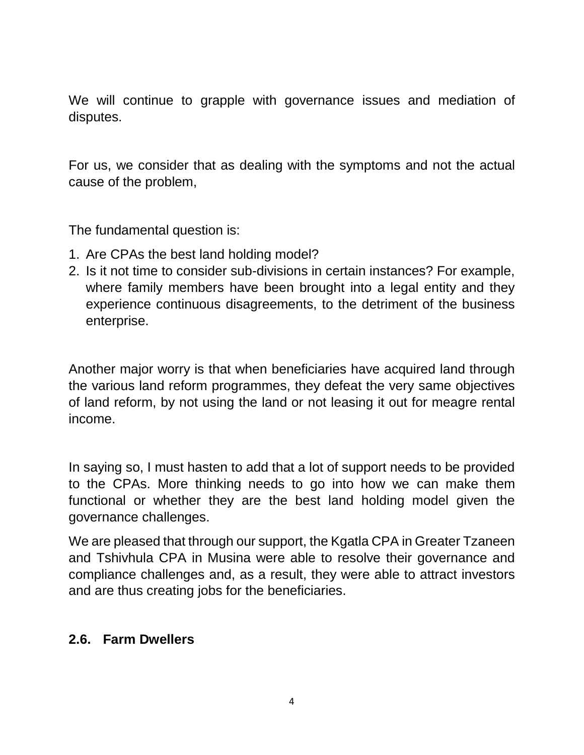We will continue to grapple with governance issues and mediation of disputes.

For us, we consider that as dealing with the symptoms and not the actual cause of the problem,

The fundamental question is:

1. Are CPAs the best land holding model?
2. Is it not time to consider sub-divisions in certain instances? For example, where family members have been brought into a legal entity and they experience continuous disagreements, to the detriment of the business enterprise.

Another major worry is that when beneficiaries have acquired land through the various land reform programmes, they defeat the very same objectives of land reform, by not using the land or not leasing it out for meagre rental income.

In saying so, I must hasten to add that a lot of support needs to be provided to the CPAs. More thinking needs to go into how we can make them functional or whether they are the best land holding model given the governance challenges.

We are pleased that through our support, the Kgatla CPA in Greater Tzaneen and Tshivhula CPA in Musina were able to resolve their governance and compliance challenges and, as a result, they were able to attract investors and are thus creating jobs for the beneficiaries.

### 2.6. Farm Dwellers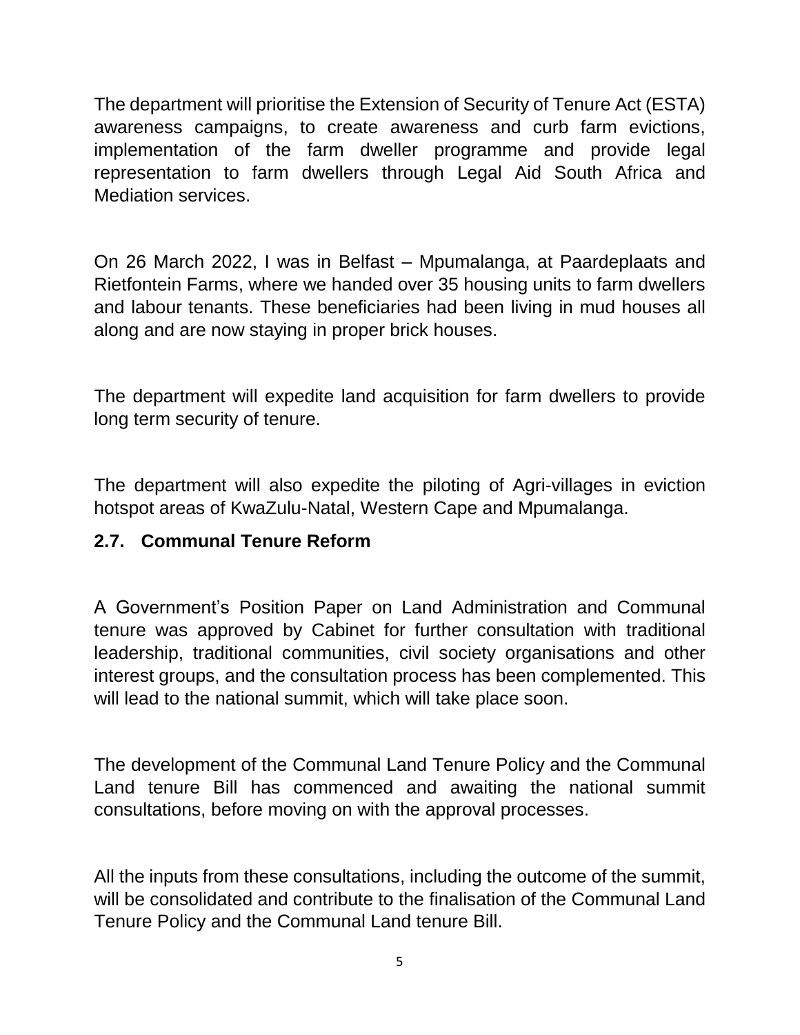The department will prioritise the Extension of Security of Tenure Act (ESTA) awareness campaigns, to create awareness and curb farm evictions, implementation of the farm dweller programme and provide legal representation to farm dwellers through Legal Aid South Africa and Mediation services.

On 26 March 2022, I was in Belfast – Mpumalanga, at Paardeplaats and Rietfontein Farms, where we handed over 35 housing units to farm dwellers and labour tenants. These beneficiaries had been living in mud houses all along and are now staying in proper brick houses.

The department will expedite land acquisition for farm dwellers to provide long term security of tenure.

The department will also expedite the piloting of Agri-villages in eviction hotspot areas of KwaZulu-Natal, Western Cape and Mpumalanga.

## 2.7. Communal Tenure Reform

A Government's Position Paper on Land Administration and Communal tenure was approved by Cabinet for further consultation with traditional leadership, traditional communities, civil society organisations and other interest groups, and the consultation process has been complemented. This will lead to the national summit, which will take place soon.

The development of the Communal Land Tenure Policy and the Communal Land tenure Bill has commenced and awaiting the national summit consultations, before moving on with the approval processes.

All the inputs from these consultations, including the outcome of the summit, will be consolidated and contribute to the finalisation of the Communal Land Tenure Policy and the Communal Land tenure Bill.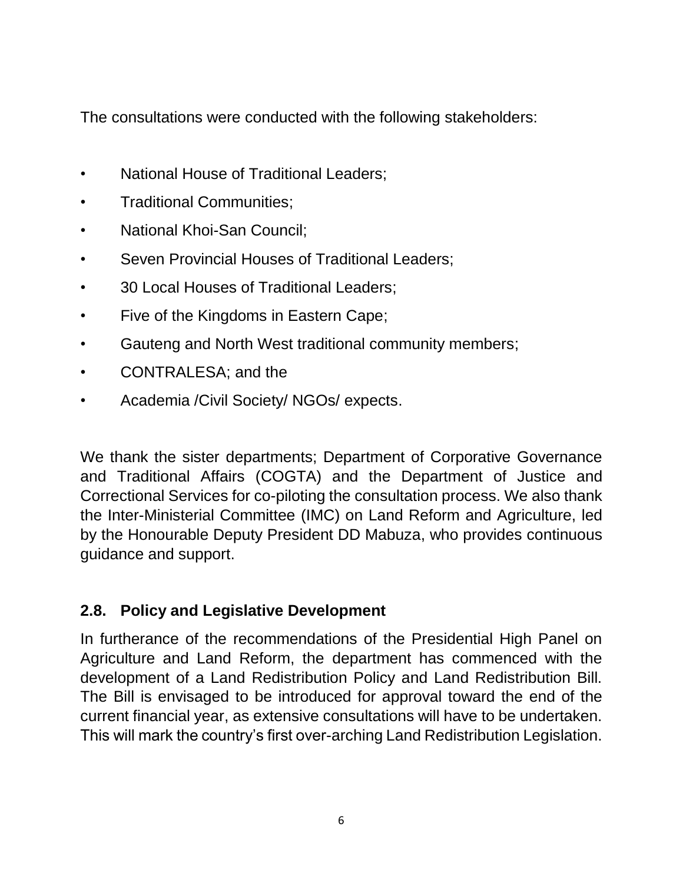The consultations were conducted with the following stakeholders:

- National House of Traditional Leaders;
- Traditional Communities;
- National Khoi-San Council;
- Seven Provincial Houses of Traditional Leaders;
- 30 Local Houses of Traditional Leaders;
- Five of the Kingdoms in Eastern Cape;
- Gauteng and North West traditional community members;
- CONTRALESA; and the
- Academia /Civil Society/ NGOs/ expects.

We thank the sister departments; Department of Corporative Governance and Traditional Affairs (COGTA) and the Department of Justice and Correctional Services for co-piloting the consultation process. We also thank the Inter-Ministerial Committee (IMC) on Land Reform and Agriculture, led by the Honourable Deputy President DD Mabuza, who provides continuous guidance and support.

## 2.8. Policy and Legislative Development

In furtherance of the recommendations of the Presidential High Panel on Agriculture and Land Reform, the department has commenced with the development of a Land Redistribution Policy and Land Redistribution Bill. The Bill is envisaged to be introduced for approval toward the end of the current financial year, as extensive consultations will have to be undertaken. This will mark the country's first over-arching Land Redistribution Legislation.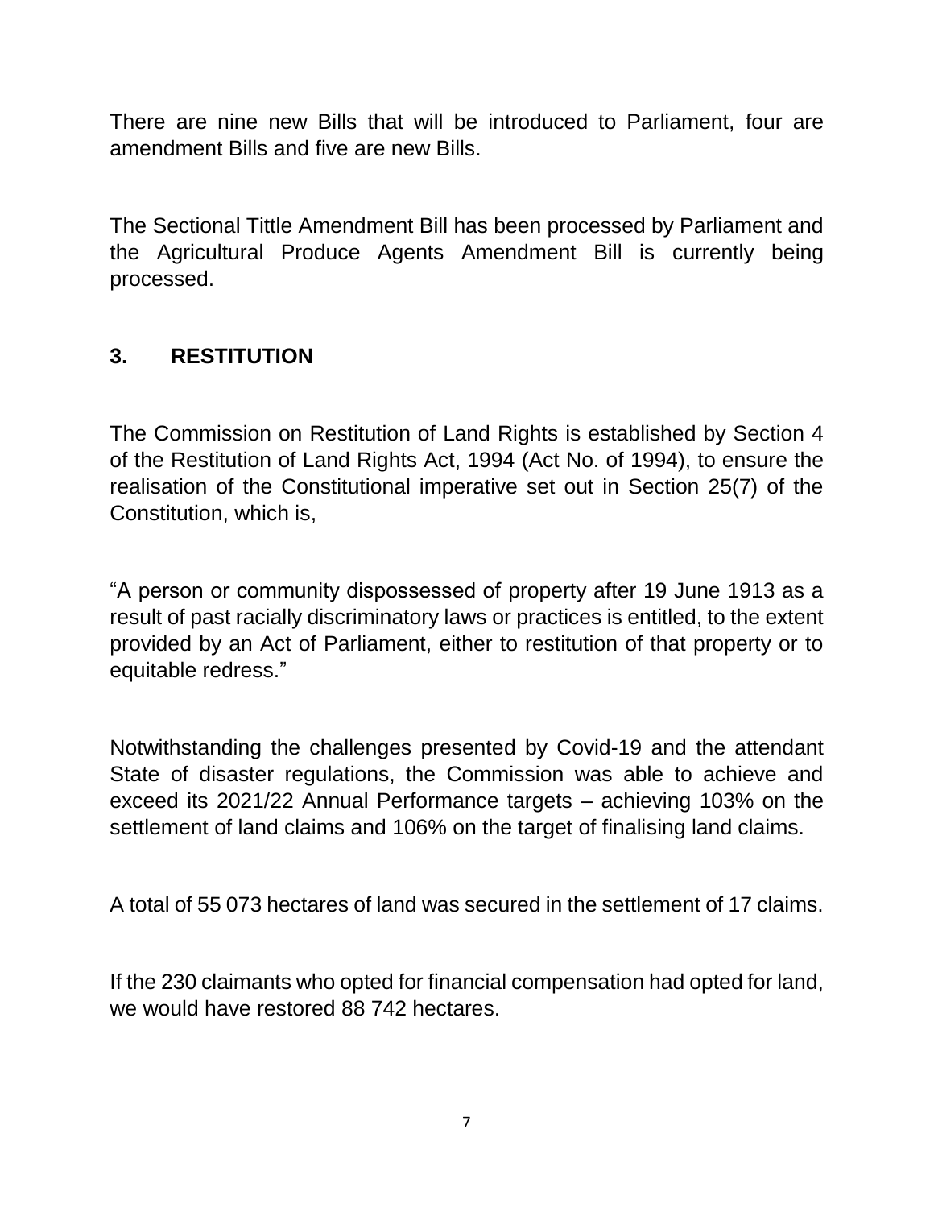There are nine new Bills that will be introduced to Parliament, four are amendment Bills and five are new Bills.

The Sectional Tittle Amendment Bill has been processed by Parliament and the Agricultural Produce Agents Amendment Bill is currently being processed.

## 3. RESTITUTION

The Commission on Restitution of Land Rights is established by Section 4 of the Restitution of Land Rights Act, 1994 (Act No. of 1994), to ensure the realisation of the Constitutional imperative set out in Section 25(7) of the Constitution, which is,

"A person or community dispossessed of property after 19 June 1913 as a result of past racially discriminatory laws or practices is entitled, to the extent provided by an Act of Parliament, either to restitution of that property or to equitable redress."

Notwithstanding the challenges presented by Covid-19 and the attendant State of disaster regulations, the Commission was able to achieve and exceed its 2021/22 Annual Performance targets – achieving 103% on the settlement of land claims and 106% on the target of finalising land claims.

A total of 55 073 hectares of land was secured in the settlement of 17 claims.

If the 230 claimants who opted for financial compensation had opted for land, we would have restored 88 742 hectares.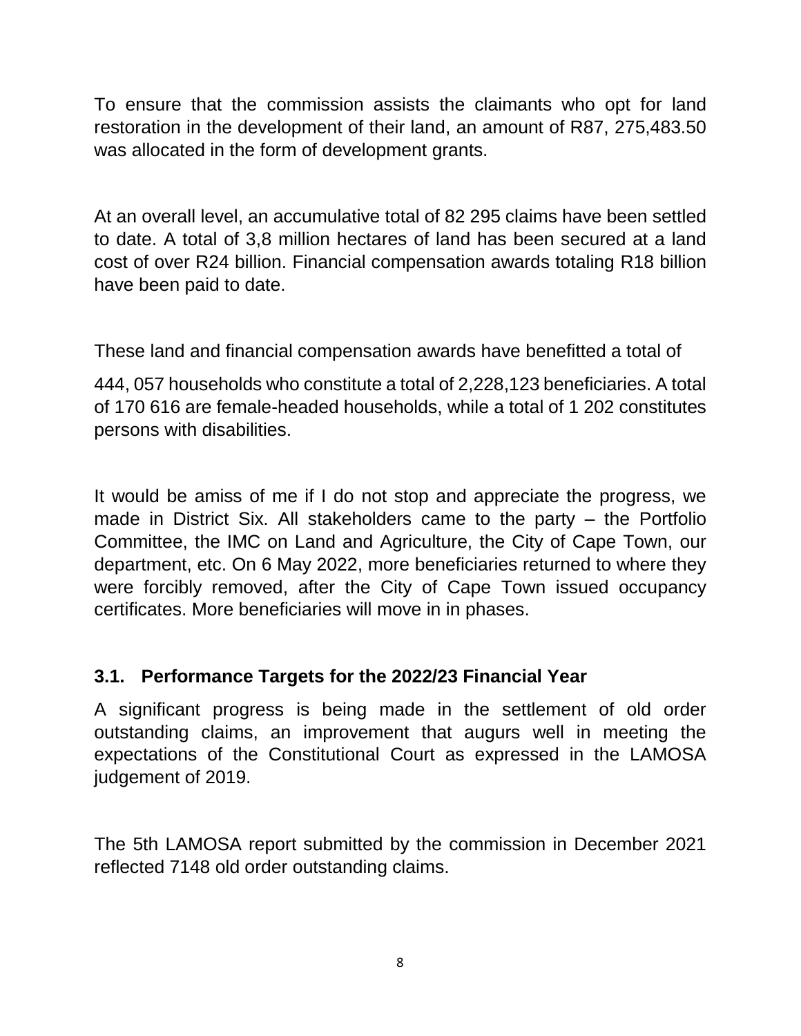To ensure that the commission assists the claimants who opt for land restoration in the development of their land, an amount of R87, 275,483.50 was allocated in the form of development grants.

At an overall level, an accumulative total of 82 295 claims have been settled to date. A total of 3,8 million hectares of land has been secured at a land cost of over R24 billion. Financial compensation awards totaling R18 billion have been paid to date.

These land and financial compensation awards have benefitted a total of

444, 057 households who constitute a total of 2,228,123 beneficiaries. A total of 170 616 are female-headed households, while a total of 1 202 constitutes persons with disabilities.

It would be amiss of me if I do not stop and appreciate the progress, we made in District Six. All stakeholders came to the party – the Portfolio Committee, the IMC on Land and Agriculture, the City of Cape Town, our department, etc. On 6 May 2022, more beneficiaries returned to where they were forcibly removed, after the City of Cape Town issued occupancy certificates. More beneficiaries will move in in phases.

### 3.1. Performance Targets for the 2022/23 Financial Year

A significant progress is being made in the settlement of old order outstanding claims, an improvement that augurs well in meeting the expectations of the Constitutional Court as expressed in the LAMOSA judgement of 2019.

The 5th LAMOSA report submitted by the commission in December 2021 reflected 7148 old order outstanding claims.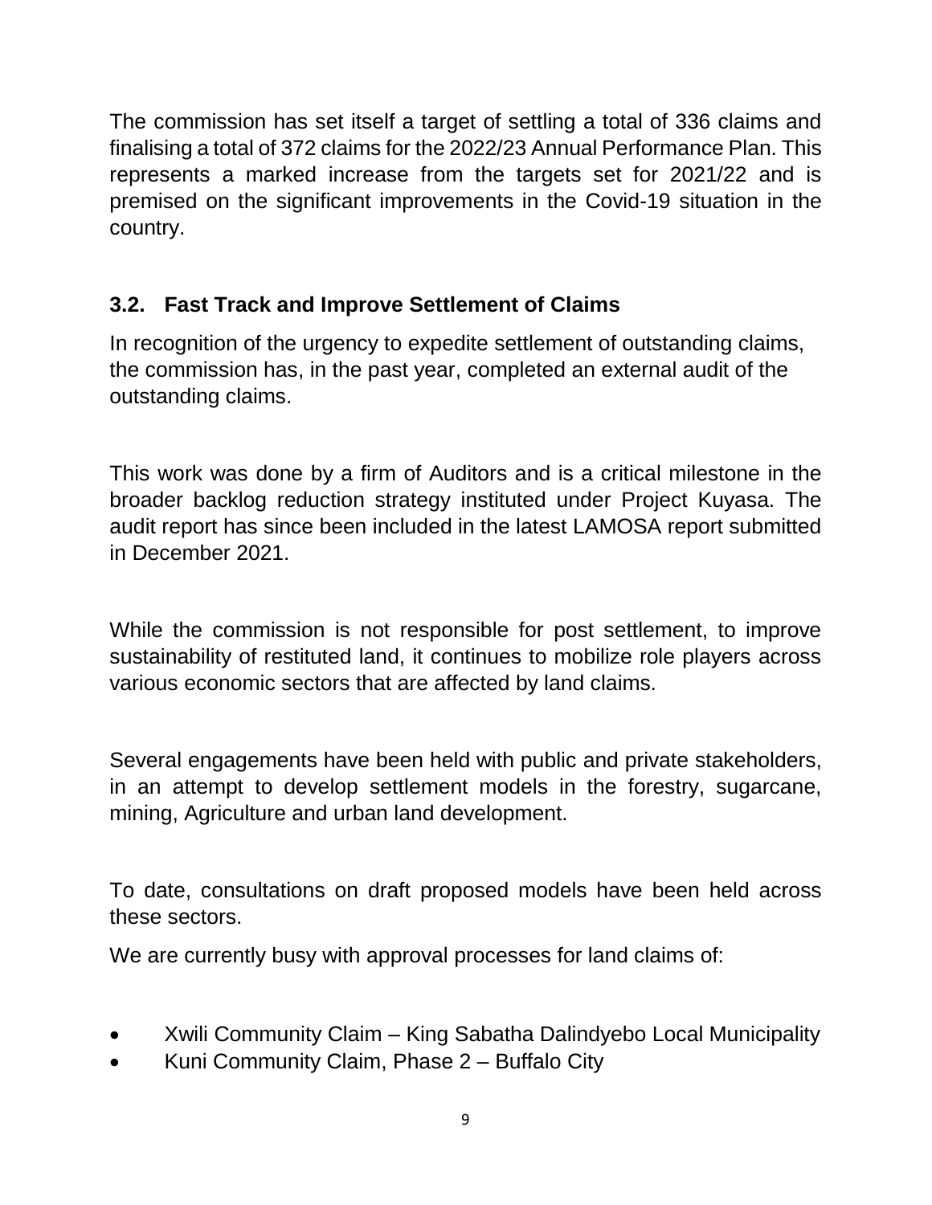The commission has set itself a target of settling a total of 336 claims and finalising a total of 372 claims for the 2022/23 Annual Performance Plan. This represents a marked increase from the targets set for 2021/22 and is premised on the significant improvements in the Covid-19 situation in the country.

### 3.2. Fast Track and Improve Settlement of Claims

In recognition of the urgency to expedite settlement of outstanding claims, the commission has, in the past year, completed an external audit of the outstanding claims.

This work was done by a firm of Auditors and is a critical milestone in the broader backlog reduction strategy instituted under Project Kuyasa. The audit report has since been included in the latest LAMOSA report submitted in December 2021.

While the commission is not responsible for post settlement, to improve sustainability of restituted land, it continues to mobilize role players across various economic sectors that are affected by land claims.

Several engagements have been held with public and private stakeholders, in an attempt to develop settlement models in the forestry, sugarcane, mining, Agriculture and urban land development.

To date, consultations on draft proposed models have been held across these sectors.

We are currently busy with approval processes for land claims of:

- Xwili Community Claim – King Sabatha Dalindyebo Local Municipality
- Kuni Community Claim, Phase 2 – Buffalo City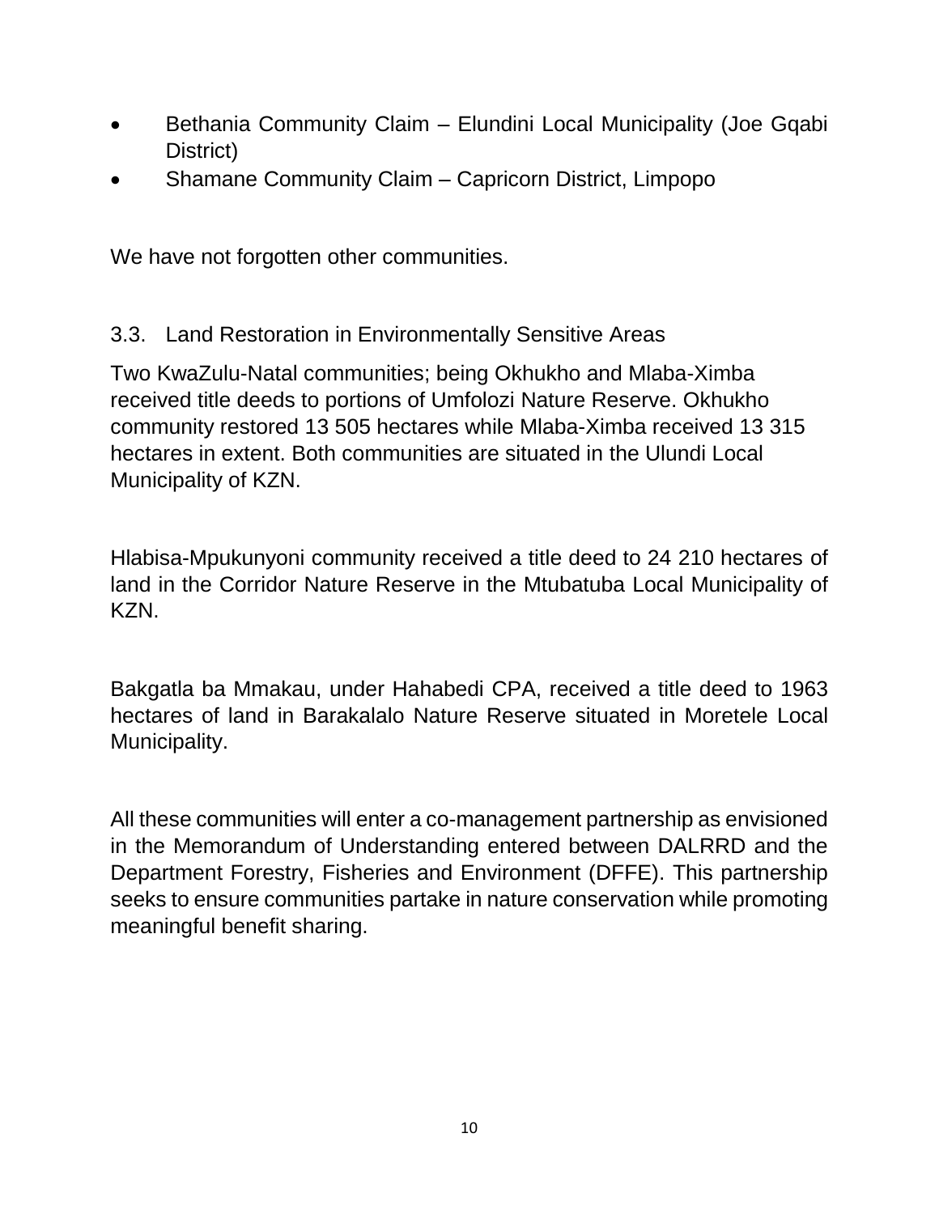- Bethania Community Claim – Elundini Local Municipality (Joe Gqabi District)
- Shamane Community Claim – Capricorn District, Limpopo

We have not forgotten other communities.

### 3.3. Land Restoration in Environmentally Sensitive Areas

Two KwaZulu-Natal communities; being Okhukho and Mlaba-Ximba received title deeds to portions of Umfolozi Nature Reserve. Okhukho community restored 13 505 hectares while Mlaba-Ximba received 13 315 hectares in extent. Both communities are situated in the Ulundi Local Municipality of KZN.

Hlabisa-Mpukunyoni community received a title deed to 24 210 hectares of land in the Corridor Nature Reserve in the Mtubatuba Local Municipality of KZN.

Bakgatla ba Mmakau, under Hahabedi CPA, received a title deed to 1963 hectares of land in Barakalalo Nature Reserve situated in Moretele Local Municipality.

All these communities will enter a co-management partnership as envisioned in the Memorandum of Understanding entered between DALRRD and the Department Forestry, Fisheries and Environment (DFFE). This partnership seeks to ensure communities partake in nature conservation while promoting meaningful benefit sharing.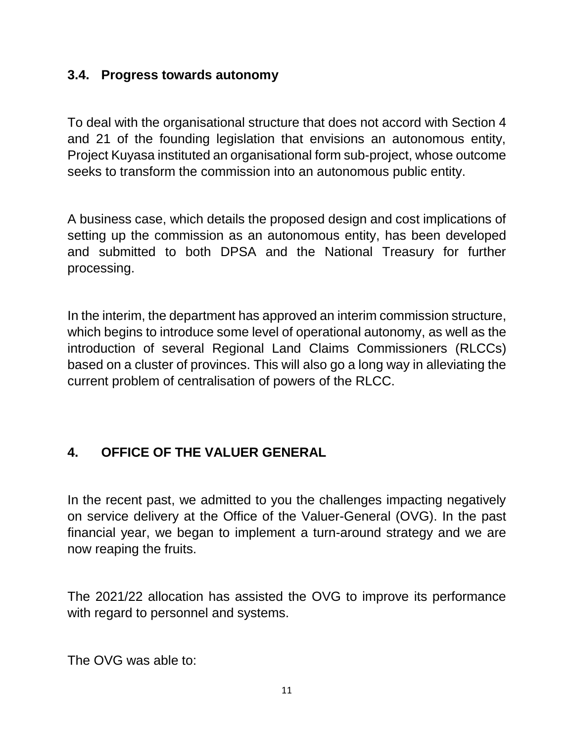### 3.4. Progress towards autonomy

To deal with the organisational structure that does not accord with Section 4 and 21 of the founding legislation that envisions an autonomous entity, Project Kuyasa instituted an organisational form sub-project, whose outcome seeks to transform the commission into an autonomous public entity.

A business case, which details the proposed design and cost implications of setting up the commission as an autonomous entity, has been developed and submitted to both DPSA and the National Treasury for further processing.

In the interim, the department has approved an interim commission structure, which begins to introduce some level of operational autonomy, as well as the introduction of several Regional Land Claims Commissioners (RLCCs) based on a cluster of provinces. This will also go a long way in alleviating the current problem of centralisation of powers of the RLCC.

## 4. OFFICE OF THE VALUER GENERAL

In the recent past, we admitted to you the challenges impacting negatively on service delivery at the Office of the Valuer-General (OVG). In the past financial year, we began to implement a turn-around strategy and we are now reaping the fruits.

The 2021/22 allocation has assisted the OVG to improve its performance with regard to personnel and systems.

The OVG was able to: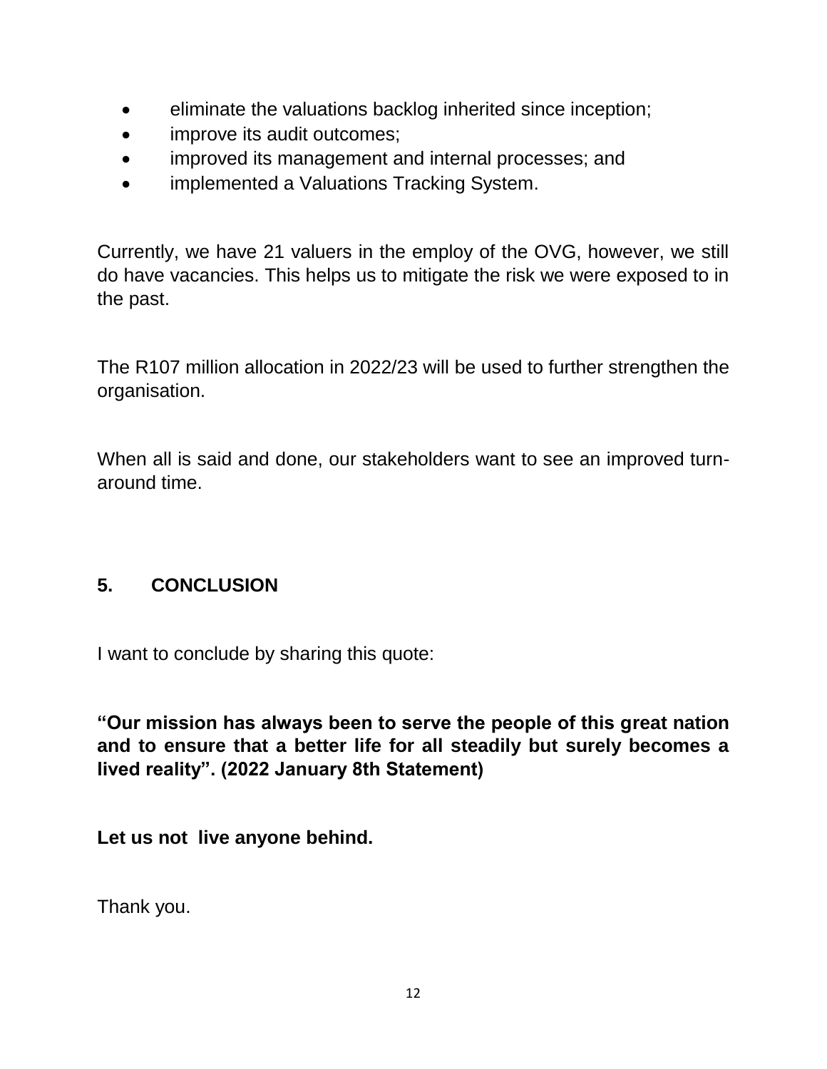- eliminate the valuations backlog inherited since inception;
- improve its audit outcomes;
- improved its management and internal processes; and
- implemented a Valuations Tracking System.

Currently, we have 21 valuers in the employ of the OVG, however, we still do have vacancies. This helps us to mitigate the risk we were exposed to in the past.

The R107 million allocation in 2022/23 will be used to further strengthen the organisation.

When all is said and done, our stakeholders want to see an improved turn-around time.

## 5. CONCLUSION

I want to conclude by sharing this quote:

**“Our mission has always been to serve the people of this great nation and to ensure that a better life for all steadily but surely becomes a lived reality”. (2022 January 8th Statement)**

**Let us not live anyone behind.**

Thank you.